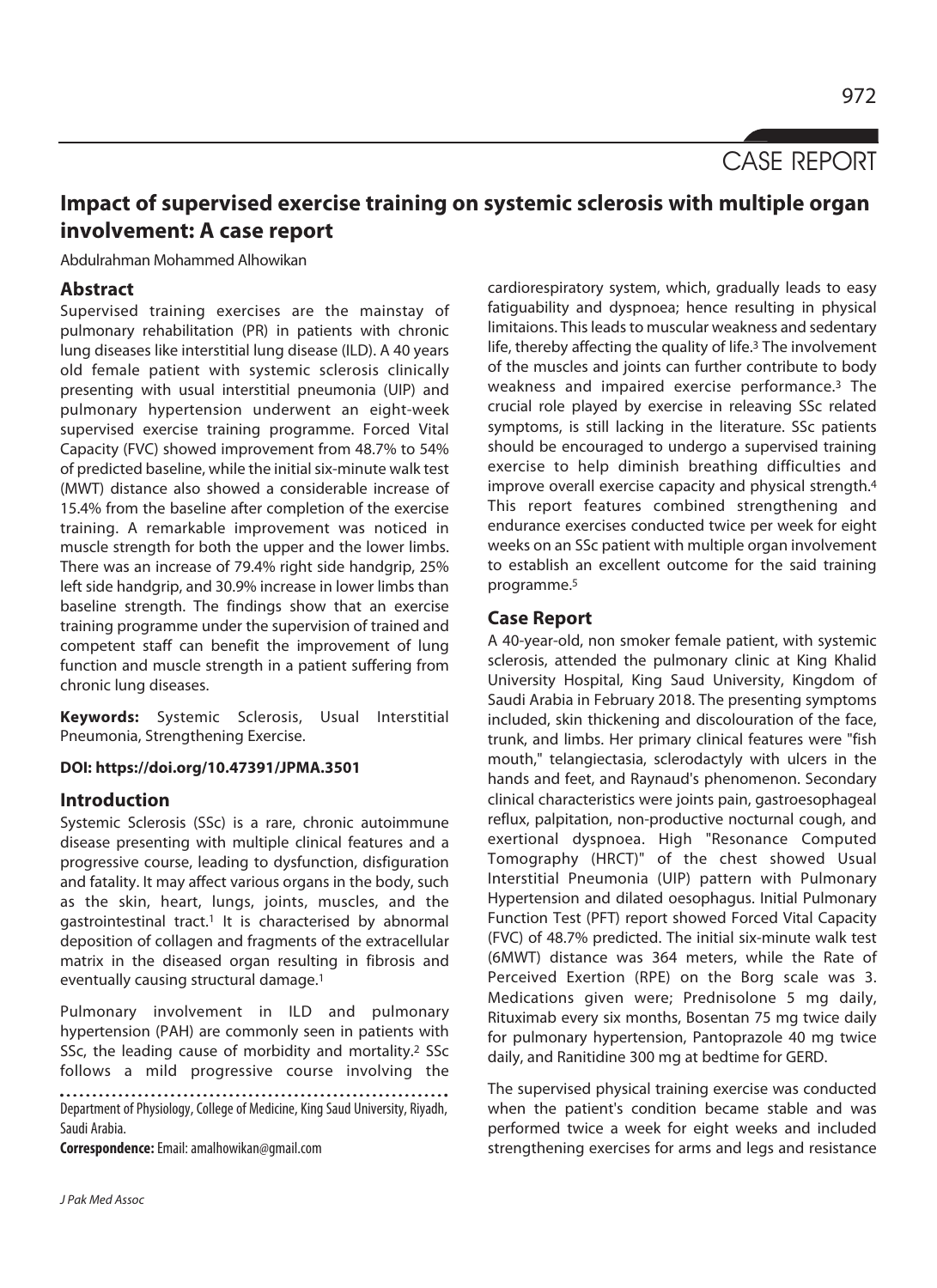CASE REPORT

# Impact of supervised exercise training on systemic sclerosis with multiple organ involvement: A case report

Abdulrahman Mohammed Alhowikan

## Abstract

Supervised training exercises are the mainstay of pulmonary rehabilitation (PR) in patients with chronic lung diseases like interstitial lung disease (ILD). A 40 years old female patient with systemic sclerosis clinically presenting with usual interstitial pneumonia (UIP) and pulmonary hypertension underwent an eight-week supervised exercise training programme. Forced Vital Capacity (FVC) showed improvement from 48.7% to 54% of predicted baseline, while the initial six-minute walk test (MWT) distance also showed a considerable increase of 15.4% from the baseline after completion of the exercise training. A remarkable improvement was noticed in muscle strength for both the upper and the lower limbs. There was an increase of 79.4% right side handgrip, 25% left side handgrip, and 30.9% increase in lower limbs than baseline strength. The findings show that an exercise training programme under the supervision of trained and competent staff can benefit the improvement of lung function and muscle strength in a patient suffering from chronic lung diseases.

**Keywords:** Systemic Sclerosis, Usual Interstitial Pneumonia, Strengthening Exercise.

**DOI: https://doi.org/10.47391/JPMA.3501**

## Introduction

Systemic Sclerosis (SSc) is a rare, chronic autoimmune disease presenting with multiple clinical features and a progressive course, leading to dysfunction, disfiguration and fatality. It may affect various organs in the body, such as the skin, heart, lungs, joints, muscles, and the gastrointestinal tract.[1] It is characterised by abnormal deposition of collagen and fragments of the extracellular matrix in the diseased organ resulting in fibrosis and eventually causing structural damage.[1]

Pulmonary involvement in ILD and pulmonary hypertension (PAH) are commonly seen in patients with SSc, the leading cause of morbidity and mortality.[2] SSc follows a mild progressive course involving the cardiorespiratory system, which, gradually leads to easy fatiguability and dyspnoea; hence resulting in physical limitaions. This leads to muscular weakness and sedentary life, thereby affecting the quality of life.[3] The involvement of the muscles and joints can further contribute to body weakness and impaired exercise performance.[3] The crucial role played by exercise in releaving SSc related symptoms, is still lacking in the literature. SSc patients should be encouraged to undergo a supervised training exercise to help diminish breathing difficulties and improve overall exercise capacity and physical strength.[4] This report features combined strengthening and endurance exercises conducted twice per week for eight weeks on an SSc patient with multiple organ involvement to establish an excellent outcome for the said training programme.[5]

## Case Report

A 40-year-old, non smoker female patient, with systemic sclerosis, attended the pulmonary clinic at King Khalid University Hospital, King Saud University, Kingdom of Saudi Arabia in February 2018. The presenting symptoms included, skin thickening and discolouration of the face, trunk, and limbs. Her primary clinical features were "fish mouth," telangiectasia, sclerodactyly with ulcers in the hands and feet, and Raynaud's phenomenon. Secondary clinical characteristics were joints pain, gastroesophageal reflux, palpitation, non-productive nocturnal cough, and exertional dyspnoea. High "Resonance Computed Tomography (HRCT)" of the chest showed Usual Interstitial Pneumonia (UIP) pattern with Pulmonary Hypertension and dilated oesophagus. Initial Pulmonary Function Test (PFT) report showed Forced Vital Capacity (FVC) of 48.7% predicted. The initial six-minute walk test (6MWT) distance was 364 meters, while the Rate of Perceived Exertion (RPE) on the Borg scale was 3. Medications given were; Prednisolone 5 mg daily, Rituximab every six months, Bosentan 75 mg twice daily for pulmonary hypertension, Pantoprazole 40 mg twice daily, and Ranitidine 300 mg at bedtime for GERD.

The supervised physical training exercise was conducted when the patient's condition became stable and was performed twice a week for eight weeks and included strengthening exercises for arms and legs and resistance

Department of Physiology, College of Medicine, King Saud University, Riyadh, Saudi Arabia.

**Correspondence:** Email: amalhowikan@gmail.com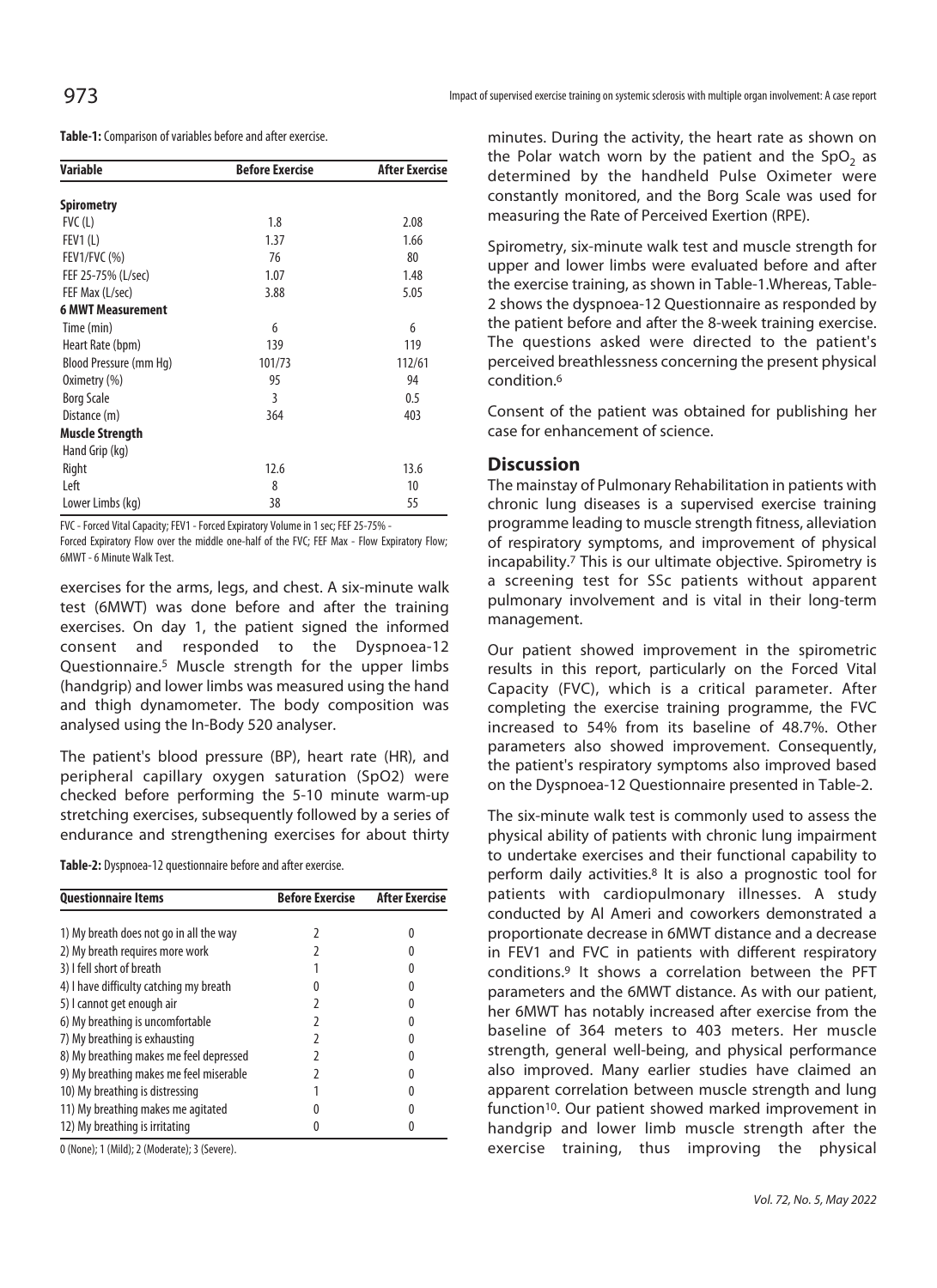**Table-1:** Comparison of variables before and after exercise.

| Variable | Before Exercise | After Exercise |
|---|---|---|
| **Spirometry** | | |
| FVC (L) | 1.8 | 2.08 |
| FEV1 (L) | 1.37 | 1.66 |
| FEV1/FVC (%) | 76 | 80 |
| FEF 25-75% (L/sec) | 1.07 | 1.48 |
| FEF Max (L/sec) | 3.88 | 5.05 |
| **6 MWT Measurement** | | |
| Time (min) | 6 | 6 |
| Heart Rate (bpm) | 139 | 119 |
| Blood Pressure (mm Hg) | 101/73 | 112/61 |
| Oximetry (%) | 95 | 94 |
| Borg Scale | 3 | 0.5 |
| Distance (m) | 364 | 403 |
| **Muscle Strength** | | |
| Hand Grip (kg) | | |
| Right | 12.6 | 13.6 |
| Left | 8 | 10 |
| Lower Limbs (kg) | 38 | 55 |

FVC - Forced Vital Capacity; FEV1 - Forced Expiratory Volume in 1 sec; FEF 25-75% - Forced Expiratory Flow over the middle one-half of the FVC; FEF Max - Flow Expiratory Flow; 6MWT - 6 Minute Walk Test.

exercises for the arms, legs, and chest. A six-minute walk test (6MWT) was done before and after the training exercises. On day 1, the patient signed the informed consent and responded to the Dyspnoea-12 Questionnaire.[5] Muscle strength for the upper limbs (handgrip) and lower limbs was measured using the hand and thigh dynamometer. The body composition was analysed using the In-Body 520 analyser.

The patient's blood pressure (BP), heart rate (HR), and peripheral capillary oxygen saturation ($SpO_2$) were checked before performing the 5-10 minute warm-up stretching exercises, subsequently followed by a series of endurance and strengthening exercises for about thirty

**Table-2:** Dyspnoea-12 questionnaire before and after exercise.

| Questionnaire Items | Before Exercise | After Exercise |
|---|---|---|
| 1) My breath does not go in all the way | 2 | 0 |
| 2) My breath requires more work | 2 | 0 |
| 3) I fell short of breath | 1 | 0 |
| 4) I have difficulty catching my breath | 0 | 0 |
| 5) I cannot get enough air | 2 | 0 |
| 6) My breathing is uncomfortable | 2 | 0 |
| 7) My breathing is exhausting | 2 | 0 |
| 8) My breathing makes me feel depressed | 2 | 0 |
| 9) My breathing makes me feel miserable | 2 | 0 |
| 10) My breathing is distressing | 1 | 0 |
| 11) My breathing makes me agitated | 0 | 0 |
| 12) My breathing is irritating | 0 | 0 |

0 (None); 1 (Mild); 2 (Moderate); 3 (Severe).

minutes. During the activity, the heart rate as shown on the Polar watch worn by the patient and the $SpO_2$ as determined by the handheld Pulse Oximeter were constantly monitored, and the Borg Scale was used for measuring the Rate of Perceived Exertion (RPE).

Spirometry, six-minute walk test and muscle strength for upper and lower limbs were evaluated before and after the exercise training, as shown in Table-1.Whereas, Table-2 shows the dyspnoea-12 Questionnaire as responded by the patient before and after the 8-week training exercise. The questions asked were directed to the patient's perceived breathlessness concerning the present physical condition.[6]

Consent of the patient was obtained for publishing her case for enhancement of science.

## Discussion

The mainstay of Pulmonary Rehabilitation in patients with chronic lung diseases is a supervised exercise training programme leading to muscle strength fitness, alleviation of respiratory symptoms, and improvement of physical incapability.[7] This is our ultimate objective. Spirometry is a screening test for SSc patients without apparent pulmonary involvement and is vital in their long-term management.

Our patient showed improvement in the spirometric results in this report, particularly on the Forced Vital Capacity (FVC), which is a critical parameter. After completing the exercise training programme, the FVC increased to 54% from its baseline of 48.7%. Other parameters also showed improvement. Consequently, the patient's respiratory symptoms also improved based on the Dyspnoea-12 Questionnaire presented in Table-2.

The six-minute walk test is commonly used to assess the physical ability of patients with chronic lung impairment to undertake exercises and their functional capability to perform daily activities.[8] It is also a prognostic tool for patients with cardiopulmonary illnesses. A study conducted by Al Ameri and coworkers demonstrated a proportionate decrease in 6MWT distance and a decrease in FEV1 and FVC in patients with different respiratory conditions.[9] It shows a correlation between the PFT parameters and the 6MWT distance. As with our patient, her 6MWT has notably increased after exercise from the baseline of 364 meters to 403 meters. Her muscle strength, general well-being, and physical performance also improved. Many earlier studies have claimed an apparent correlation between muscle strength and lung function[10]. Our patient showed marked improvement in handgrip and lower limb muscle strength after the exercise training, thus improving the physical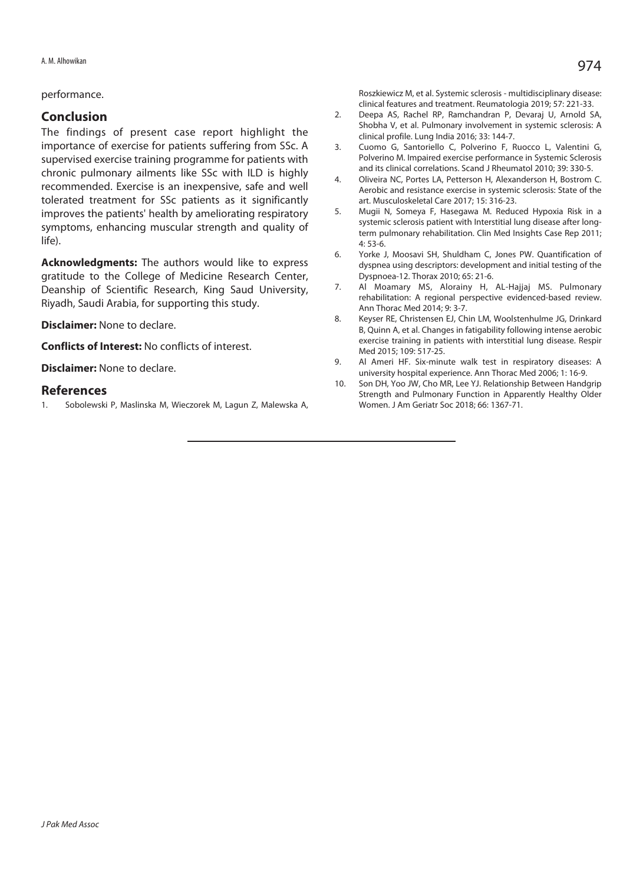performance.

## Conclusion

The findings of present case report highlight the importance of exercise for patients suffering from SSc. A supervised exercise training programme for patients with chronic pulmonary ailments like SSc with ILD is highly recommended. Exercise is an inexpensive, safe and well tolerated treatment for SSc patients as it significantly improves the patients' health by ameliorating respiratory symptoms, enhancing muscular strength and quality of life).

**Acknowledgments:** The authors would like to express gratitude to the College of Medicine Research Center, Deanship of Scientific Research, King Saud University, Riyadh, Saudi Arabia, for supporting this study.

**Disclaimer:** None to declare.

**Conflicts of Interest:** No conflicts of interest.

**Disclaimer:** None to declare.

## References

1. Sobolewski P, Maslinska M, Wieczorek M, Lagun Z, Malewska A, Roszkiewicz M, et al. Systemic sclerosis - multidisciplinary disease: clinical features and treatment. Reumatologia 2019; 57: 221-33.
2. Deepa AS, Rachel RP, Ramchandran P, Devaraj U, Arnold SA, Shobha V, et al. Pulmonary involvement in systemic sclerosis: A clinical profile. Lung India 2016; 33: 144-7.
3. Cuomo G, Santoriello C, Polverino F, Ruocco L, Valentini G, Polverino M. Impaired exercise performance in Systemic Sclerosis and its clinical correlations. Scand J Rheumatol 2010; 39: 330-5.
4. Oliveira NC, Portes LA, Petterson H, Alexanderson H, Bostrom C. Aerobic and resistance exercise in systemic sclerosis: State of the art. Musculoskeletal Care 2017; 15: 316-23.
5. Mugii N, Someya F, Hasegawa M. Reduced Hypoxia Risk in a systemic sclerosis patient with Interstitial lung disease after long-term pulmonary rehabilitation. Clin Med Insights Case Rep 2011; 4: 53-6.
6. Yorke J, Moosavi SH, Shuldham C, Jones PW. Quantification of dyspnea using descriptors: development and initial testing of the Dyspnoea-12. Thorax 2010; 65: 21-6.
7. Al Moamary MS, Alorainy H, AL-Hajjaj MS. Pulmonary rehabilitation: A regional perspective evidenced-based review. Ann Thorac Med 2014; 9: 3-7.
8. Keyser RE, Christensen EJ, Chin LM, Woolstenhulme JG, Drinkard B, Quinn A, et al. Changes in fatigability following intense aerobic exercise training in patients with interstitial lung disease. Respir Med 2015; 109: 517-25.
9. Al Ameri HF. Six-minute walk test in respiratory diseases: A university hospital experience. Ann Thorac Med 2006; 1: 16-9.
10. Son DH, Yoo JW, Cho MR, Lee YJ. Relationship Between Handgrip Strength and Pulmonary Function in Apparently Healthy Older Women. J Am Geriatr Soc 2018; 66: 1367-71.